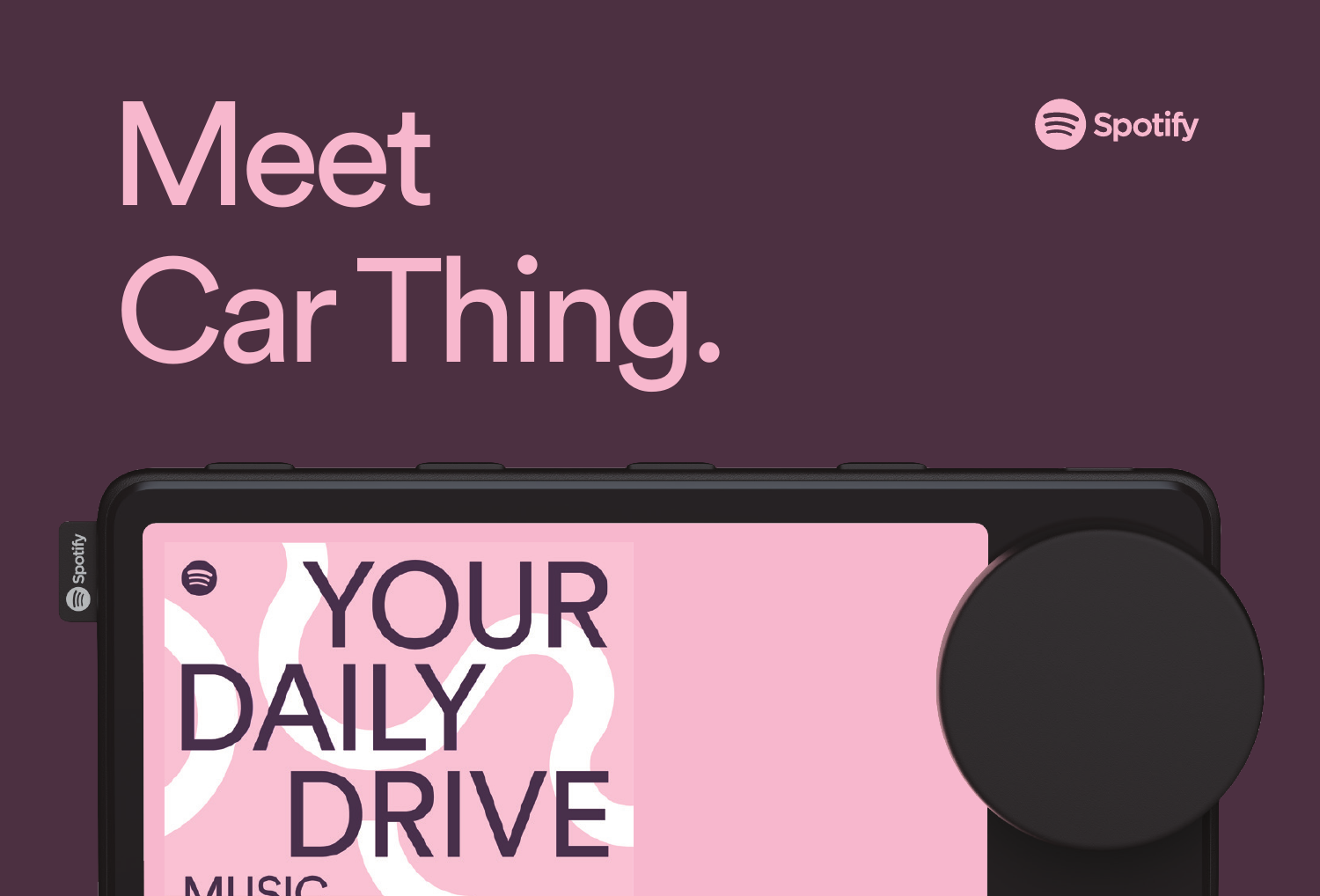# Meet Car Thing.

Spotify

YOUR DAILY DRIVE

MUSIC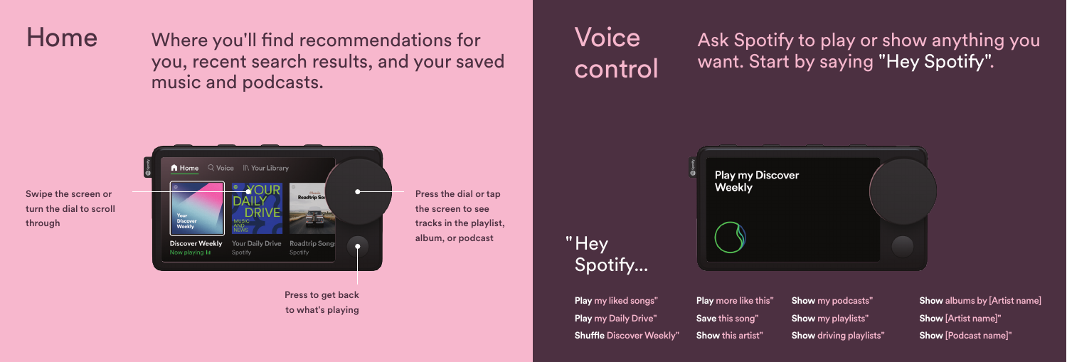# Home

Where you'll find recommendations for you, recent search results, and your saved music and podcasts.

Swipe the screen or turn the dial to scroll through

Press the dial or tap the screen to see tracks in the playlist, album, or podcast

Press to get back to what's playing

# Voice control

Ask Spotify to play or show anything you want. Start by saying "Hey Spotify".

"Hey Spotify...

- **Play** my liked songs"
- **Play** my Daily Drive"
- **Shuffle** Discover Weekly"
- **Play** more like this"
- **Save** this song"
- **Show** this artist"
- **Show** my podcasts"
- **Show** my playlists"
- **Show** driving playlists"
- **Show** albums by [Artist name]
- **Show** [Artist name]"
- **Show** [Podcast name]"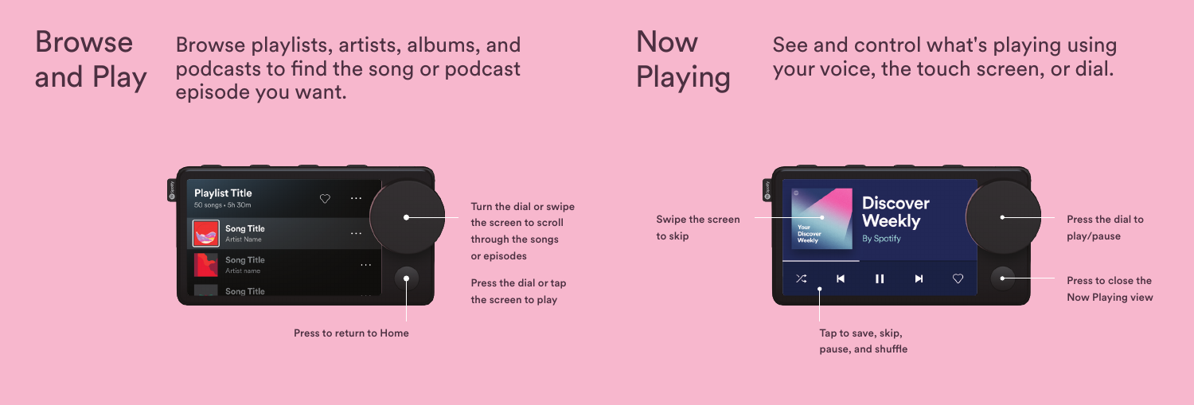## Browse and Play

Browse playlists, artists, albums, and podcasts to find the song or podcast episode you want.

Turn the dial or swipe the screen to scroll through the songs or episodes

Press the dial or tap the screen to play

Press to return to Home

## Now Playing

See and control what's playing using your voice, the touch screen, or dial.

Swipe the screen to skip

Press the dial to play/pause

Press to close the Now Playing view

Tap to save, skip, pause, and shuffle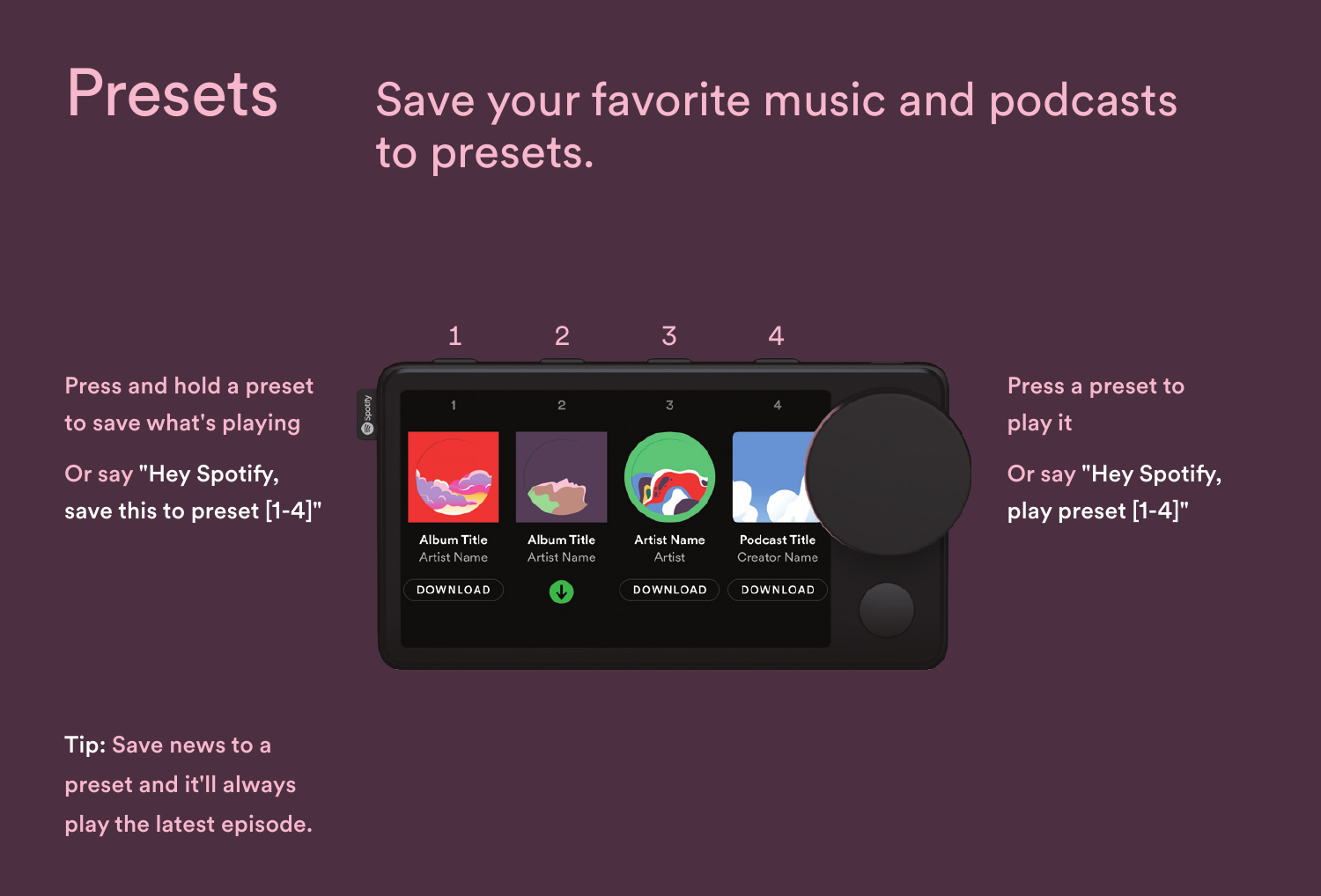# Presets

## Save your favorite music and podcasts to presets.

Press and hold a preset to save what's playing

Or say "Hey Spotify, save this to preset [1-4]"

Press a preset to play it

Or say "Hey Spotify, play preset [1-4]"

1 2 3 4

Album Title
Artist Name
DOWNLOAD

Album Title
Artist Name

Artist Name
Artist
DOWNLOAD

Podcast Title
Creator Name
DOWNLOAD

**Tip:** Save news to a preset and it'll always play the latest episode.